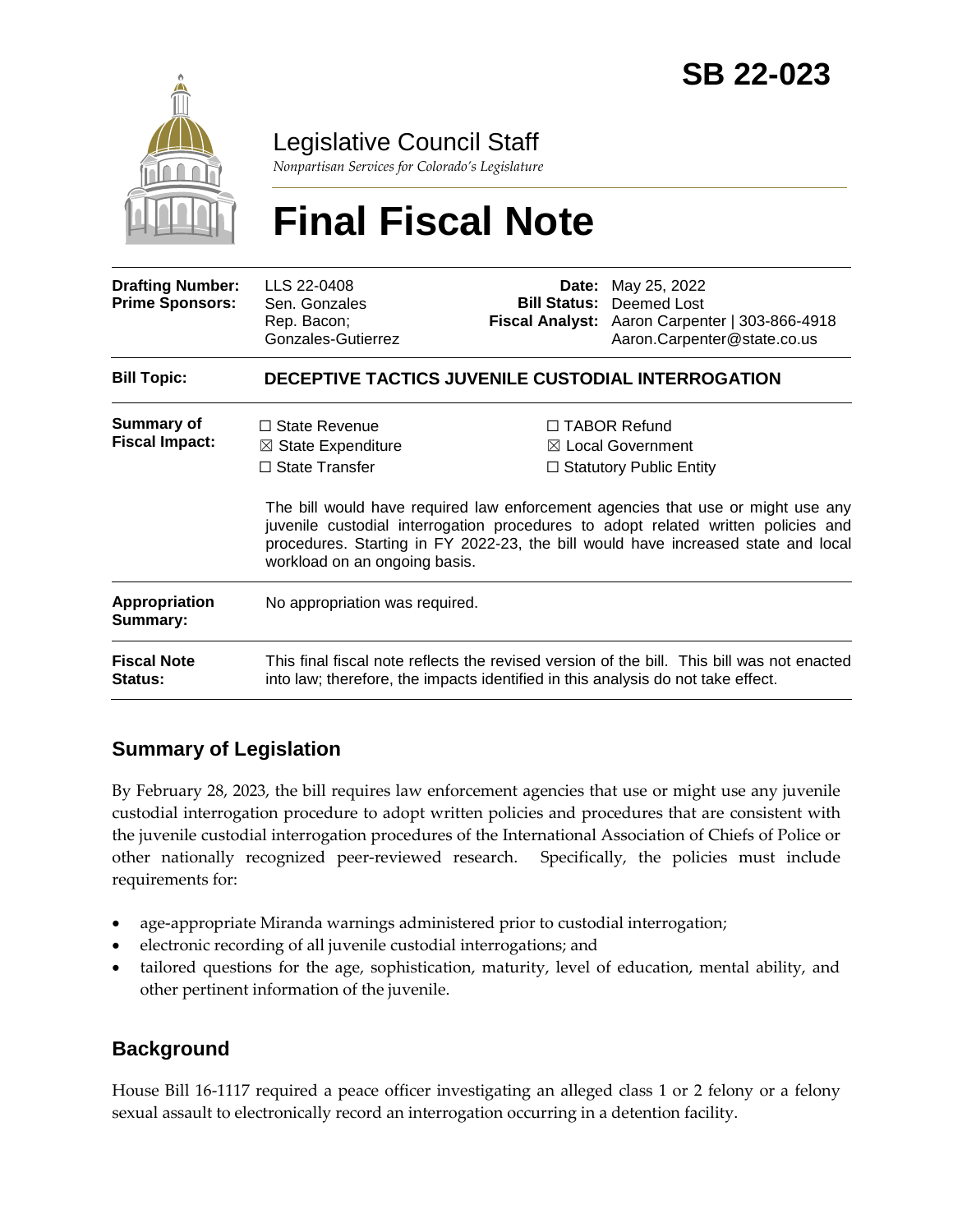# SB 22-023

## Legislative Council Staff

*Nonpartisan Services for Colorado's Legislature*

# Final Fiscal Note

| | | | |
|---|---|---|---|
| **Drafting Number:** | LLS 22-0408 | **Date:** | May 25, 2022 |
| **Prime Sponsors:** | Sen. Gonzales<br>Rep. Bacon; Gonzales-Gutierrez | **Bill Status:** | Deemed Lost |
| | | **Fiscal Analyst:** | Aaron Carpenter \| 303-866-4918<br>Aaron.Carpenter@state.co.us |

| | |
|---|---|
| **Bill Topic:** | **DECEPTIVE TACTICS JUVENILE CUSTODIAL INTERROGATION** |
| **Summary of Fiscal Impact:** | ☐ State Revenue ☒ State Expenditure ☐ State Transfer ☐ TABOR Refund ☒ Local Government ☐ Statutory Public Entity<br><br>The bill would have required law enforcement agencies that use or might use any juvenile custodial interrogation procedures to adopt related written policies and procedures. Starting in FY 2022-23, the bill would have increased state and local workload on an ongoing basis. |
| **Appropriation Summary:** | No appropriation was required. |
| **Fiscal Note Status:** | This final fiscal note reflects the revised version of the bill. This bill was not enacted into law; therefore, the impacts identified in this analysis do not take effect. |

## Summary of Legislation

By February 28, 2023, the bill requires law enforcement agencies that use or might use any juvenile custodial interrogation procedure to adopt written policies and procedures that are consistent with the juvenile custodial interrogation procedures of the International Association of Chiefs of Police or other nationally recognized peer-reviewed research. Specifically, the policies must include requirements for:

- age-appropriate Miranda warnings administered prior to custodial interrogation;
- electronic recording of all juvenile custodial interrogations; and
- tailored questions for the age, sophistication, maturity, level of education, mental ability, and other pertinent information of the juvenile.

## Background

House Bill 16-1117 required a peace officer investigating an alleged class 1 or 2 felony or a felony sexual assault to electronically record an interrogation occurring in a detention facility.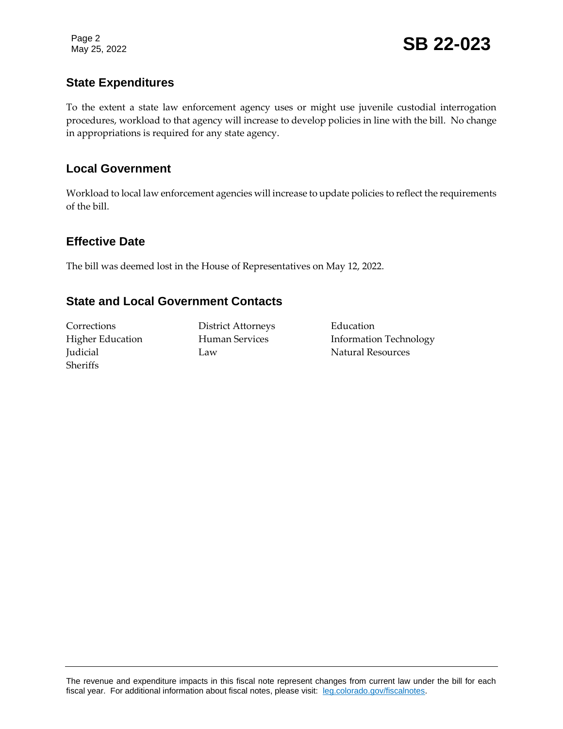## State Expenditures

To the extent a state law enforcement agency uses or might use juvenile custodial interrogation procedures, workload to that agency will increase to develop policies in line with the bill. No change in appropriations is required for any state agency.

## Local Government

Workload to local law enforcement agencies will increase to update policies to reflect the requirements of the bill.

## Effective Date

The bill was deemed lost in the House of Representatives on May 12, 2022.

## State and Local Government Contacts

| | | |
|---|---|---|
| Corrections | District Attorneys | Education |
| Higher Education | Human Services | Information Technology |
| Judicial | Law | Natural Resources |
| Sheriffs | | |

The revenue and expenditure impacts in this fiscal note represent changes from current law under the bill for each fiscal year. For additional information about fiscal notes, please visit: leg.colorado.gov/fiscalnotes.